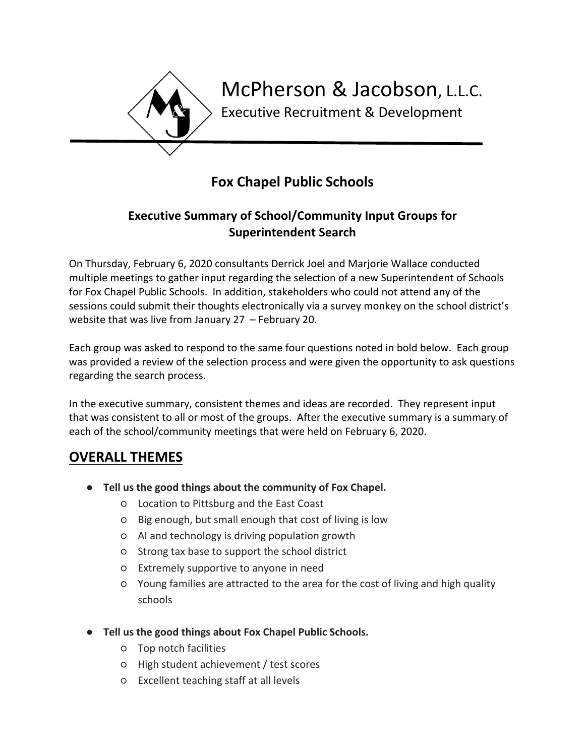McPherson & Jacobson, L.L.C.

Executive Recruitment & Development

## Fox Chapel Public Schools

### Executive Summary of School/Community Input Groups for Superintendent Search

On Thursday, February 6, 2020 consultants Derrick Joel and Marjorie Wallace conducted multiple meetings to gather input regarding the selection of a new Superintendent of Schools for Fox Chapel Public Schools. In addition, stakeholders who could not attend any of the sessions could submit their thoughts electronically via a survey monkey on the school district's website that was live from January 27 – February 20.

Each group was asked to respond to the same four questions noted in bold below. Each group was provided a review of the selection process and were given the opportunity to ask questions regarding the search process.

In the executive summary, consistent themes and ideas are recorded. They represent input that was consistent to all or most of the groups. After the executive summary is a summary of each of the school/community meetings that were held on February 6, 2020.

## OVERALL THEMES

- **Tell us the good things about the community of Fox Chapel.**
    - Location to Pittsburg and the East Coast
    - Big enough, but small enough that cost of living is low
    - AI and technology is driving population growth
    - Strong tax base to support the school district
    - Extremely supportive to anyone in need
    - Young families are attracted to the area for the cost of living and high quality schools
- **Tell us the good things about Fox Chapel Public Schools.**
    - Top notch facilities
    - High student achievement / test scores
    - Excellent teaching staff at all levels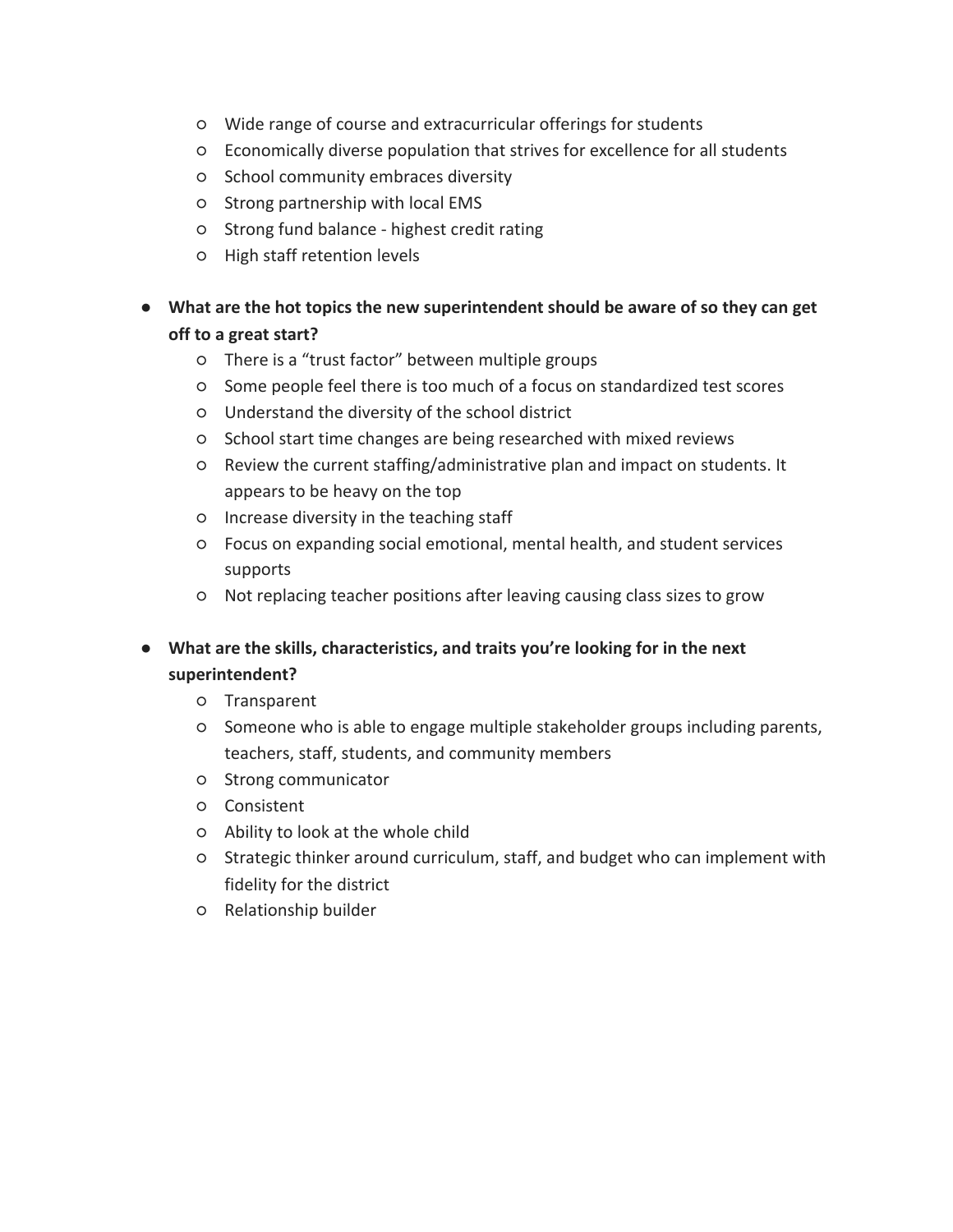- Wide range of course and extracurricular offerings for students
    - Economically diverse population that strives for excellence for all students
    - School community embraces diversity
    - Strong partnership with local EMS
    - Strong fund balance - highest credit rating
    - High staff retention levels

- **What are the hot topics the new superintendent should be aware of so they can get off to a great start?**
    - There is a "trust factor" between multiple groups
    - Some people feel there is too much of a focus on standardized test scores
    - Understand the diversity of the school district
    - School start time changes are being researched with mixed reviews
    - Review the current staffing/administrative plan and impact on students. It appears to be heavy on the top
    - Increase diversity in the teaching staff
    - Focus on expanding social emotional, mental health, and student services supports
    - Not replacing teacher positions after leaving causing class sizes to grow

- **What are the skills, characteristics, and traits you're looking for in the next superintendent?**
    - Transparent
    - Someone who is able to engage multiple stakeholder groups including parents, teachers, staff, students, and community members
    - Strong communicator
    - Consistent
    - Ability to look at the whole child
    - Strategic thinker around curriculum, staff, and budget who can implement with fidelity for the district
    - Relationship builder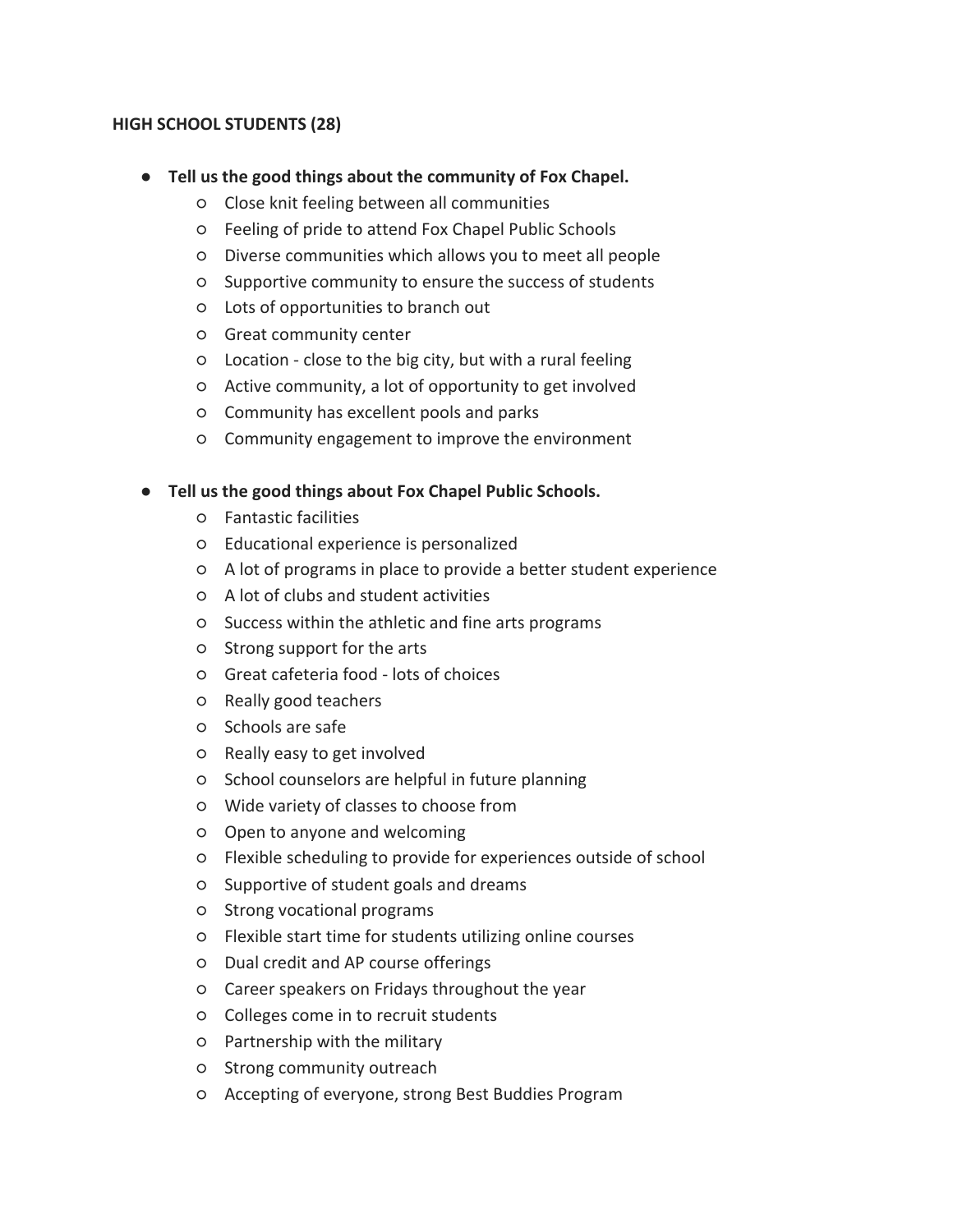**HIGH SCHOOL STUDENTS (28)**

- **Tell us the good things about the community of Fox Chapel.**
  - Close knit feeling between all communities
  - Feeling of pride to attend Fox Chapel Public Schools
  - Diverse communities which allows you to meet all people
  - Supportive community to ensure the success of students
  - Lots of opportunities to branch out
  - Great community center
  - Location - close to the big city, but with a rural feeling
  - Active community, a lot of opportunity to get involved
  - Community has excellent pools and parks
  - Community engagement to improve the environment

- **Tell us the good things about Fox Chapel Public Schools.**
  - Fantastic facilities
  - Educational experience is personalized
  - A lot of programs in place to provide a better student experience
  - A lot of clubs and student activities
  - Success within the athletic and fine arts programs
  - Strong support for the arts
  - Great cafeteria food - lots of choices
  - Really good teachers
  - Schools are safe
  - Really easy to get involved
  - School counselors are helpful in future planning
  - Wide variety of classes to choose from
  - Open to anyone and welcoming
  - Flexible scheduling to provide for experiences outside of school
  - Supportive of student goals and dreams
  - Strong vocational programs
  - Flexible start time for students utilizing online courses
  - Dual credit and AP course offerings
  - Career speakers on Fridays throughout the year
  - Colleges come in to recruit students
  - Partnership with the military
  - Strong community outreach
  - Accepting of everyone, strong Best Buddies Program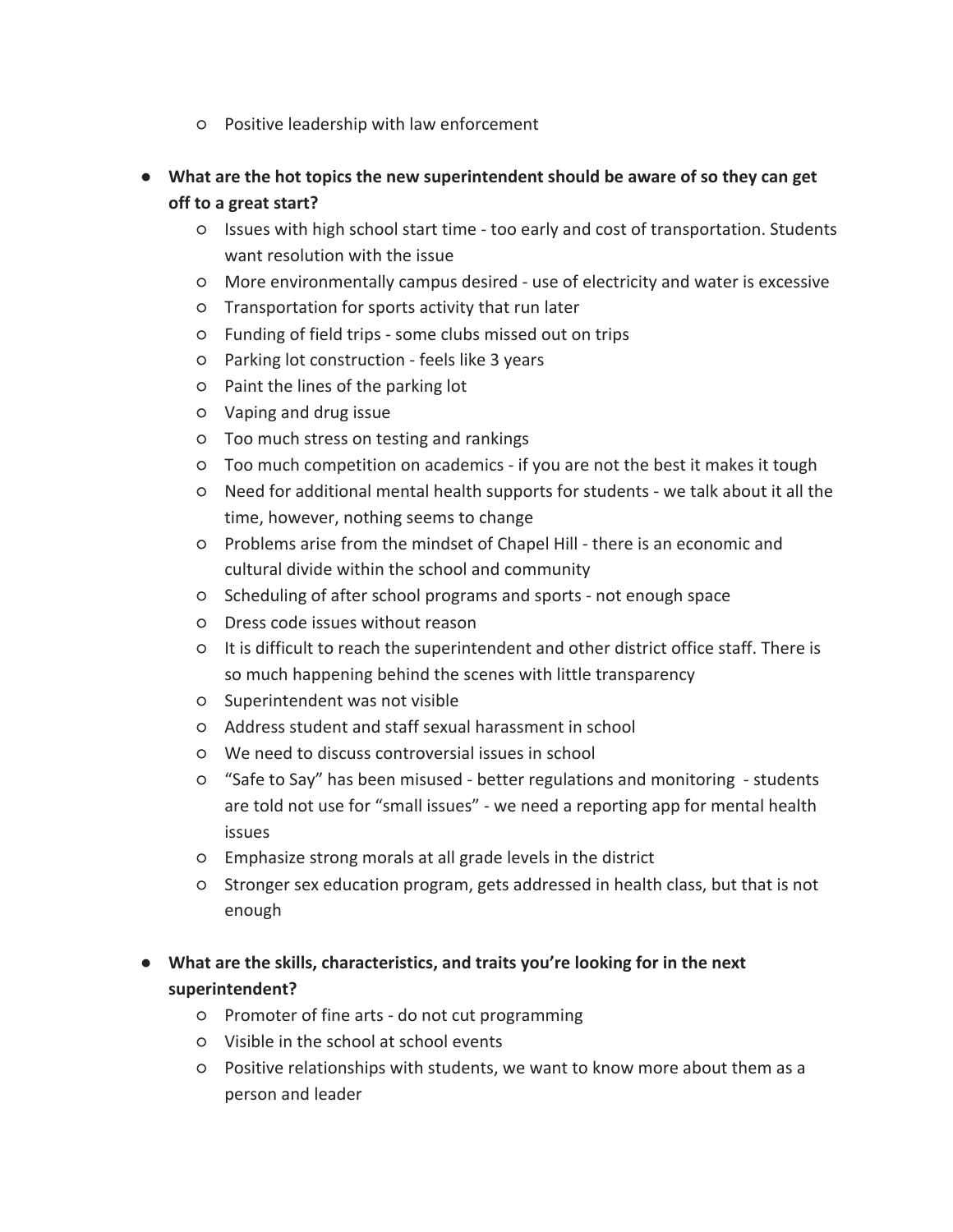- Positive leadership with law enforcement

- **What are the hot topics the new superintendent should be aware of so they can get off to a great start?**
    - Issues with high school start time - too early and cost of transportation. Students want resolution with the issue
    - More environmentally campus desired - use of electricity and water is excessive
    - Transportation for sports activity that run later
    - Funding of field trips - some clubs missed out on trips
    - Parking lot construction - feels like 3 years
    - Paint the lines of the parking lot
    - Vaping and drug issue
    - Too much stress on testing and rankings
    - Too much competition on academics - if you are not the best it makes it tough
    - Need for additional mental health supports for students - we talk about it all the time, however, nothing seems to change
    - Problems arise from the mindset of Chapel Hill - there is an economic and cultural divide within the school and community
    - Scheduling of after school programs and sports - not enough space
    - Dress code issues without reason
    - It is difficult to reach the superintendent and other district office staff. There is so much happening behind the scenes with little transparency
    - Superintendent was not visible
    - Address student and staff sexual harassment in school
    - We need to discuss controversial issues in school
    - "Safe to Say" has been misused - better regulations and monitoring - students are told not use for "small issues" - we need a reporting app for mental health issues
    - Emphasize strong morals at all grade levels in the district
    - Stronger sex education program, gets addressed in health class, but that is not enough

- **What are the skills, characteristics, and traits you're looking for in the next superintendent?**
    - Promoter of fine arts - do not cut programming
    - Visible in the school at school events
    - Positive relationships with students, we want to know more about them as a person and leader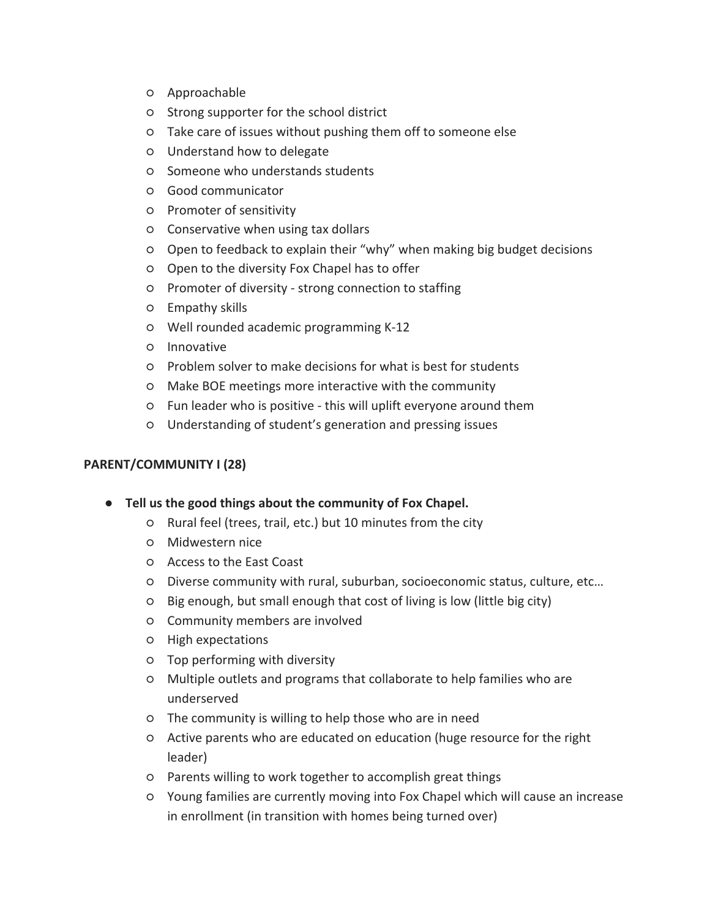- Approachable
- Strong supporter for the school district
- Take care of issues without pushing them off to someone else
- Understand how to delegate
- Someone who understands students
- Good communicator
- Promoter of sensitivity
- Conservative when using tax dollars
- Open to feedback to explain their "why" when making big budget decisions
- Open to the diversity Fox Chapel has to offer
- Promoter of diversity - strong connection to staffing
- Empathy skills
- Well rounded academic programming K-12
- Innovative
- Problem solver to make decisions for what is best for students
- Make BOE meetings more interactive with the community
- Fun leader who is positive - this will uplift everyone around them
- Understanding of student's generation and pressing issues

**PARENT/COMMUNITY I (28)**

- **Tell us the good things about the community of Fox Chapel.**
  - Rural feel (trees, trail, etc.) but 10 minutes from the city
  - Midwestern nice
  - Access to the East Coast
  - Diverse community with rural, suburban, socioeconomic status, culture, etc…
  - Big enough, but small enough that cost of living is low (little big city)
  - Community members are involved
  - High expectations
  - Top performing with diversity
  - Multiple outlets and programs that collaborate to help families who are underserved
  - The community is willing to help those who are in need
  - Active parents who are educated on education (huge resource for the right leader)
  - Parents willing to work together to accomplish great things
  - Young families are currently moving into Fox Chapel which will cause an increase in enrollment (in transition with homes being turned over)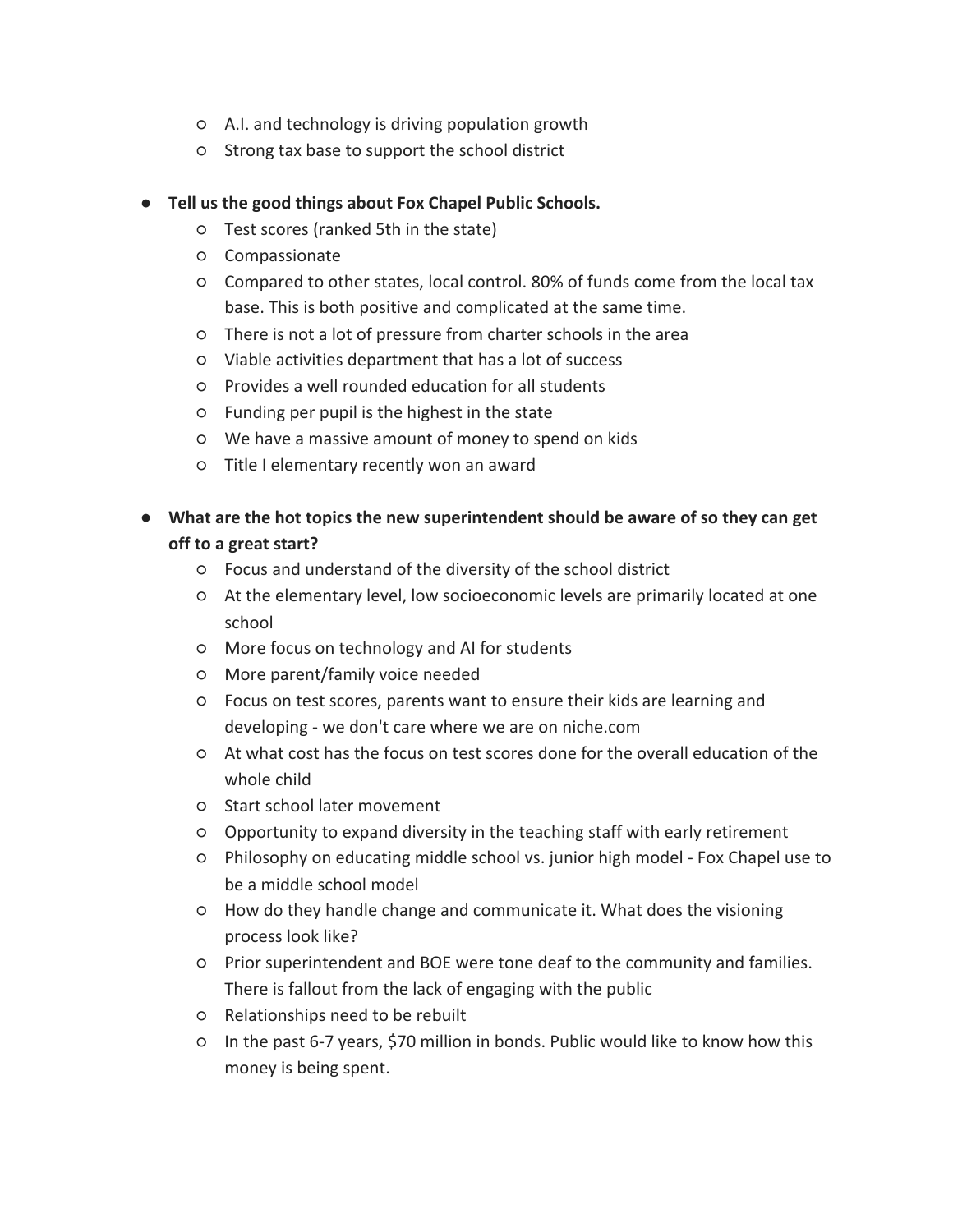- A.I. and technology is driving population growth
  - Strong tax base to support the school district

- **Tell us the good things about Fox Chapel Public Schools.**
  - Test scores (ranked 5th in the state)
  - Compassionate
  - Compared to other states, local control. 80% of funds come from the local tax base. This is both positive and complicated at the same time.
  - There is not a lot of pressure from charter schools in the area
  - Viable activities department that has a lot of success
  - Provides a well rounded education for all students
  - Funding per pupil is the highest in the state
  - We have a massive amount of money to spend on kids
  - Title I elementary recently won an award

- **What are the hot topics the new superintendent should be aware of so they can get off to a great start?**
  - Focus and understand of the diversity of the school district
  - At the elementary level, low socioeconomic levels are primarily located at one school
  - More focus on technology and AI for students
  - More parent/family voice needed
  - Focus on test scores, parents want to ensure their kids are learning and developing - we don't care where we are on niche.com
  - At what cost has the focus on test scores done for the overall education of the whole child
  - Start school later movement
  - Opportunity to expand diversity in the teaching staff with early retirement
  - Philosophy on educating middle school vs. junior high model - Fox Chapel use to be a middle school model
  - How do they handle change and communicate it. What does the visioning process look like?
  - Prior superintendent and BOE were tone deaf to the community and families. There is fallout from the lack of engaging with the public
  - Relationships need to be rebuilt
  - In the past 6-7 years, $70 million in bonds. Public would like to know how this money is being spent.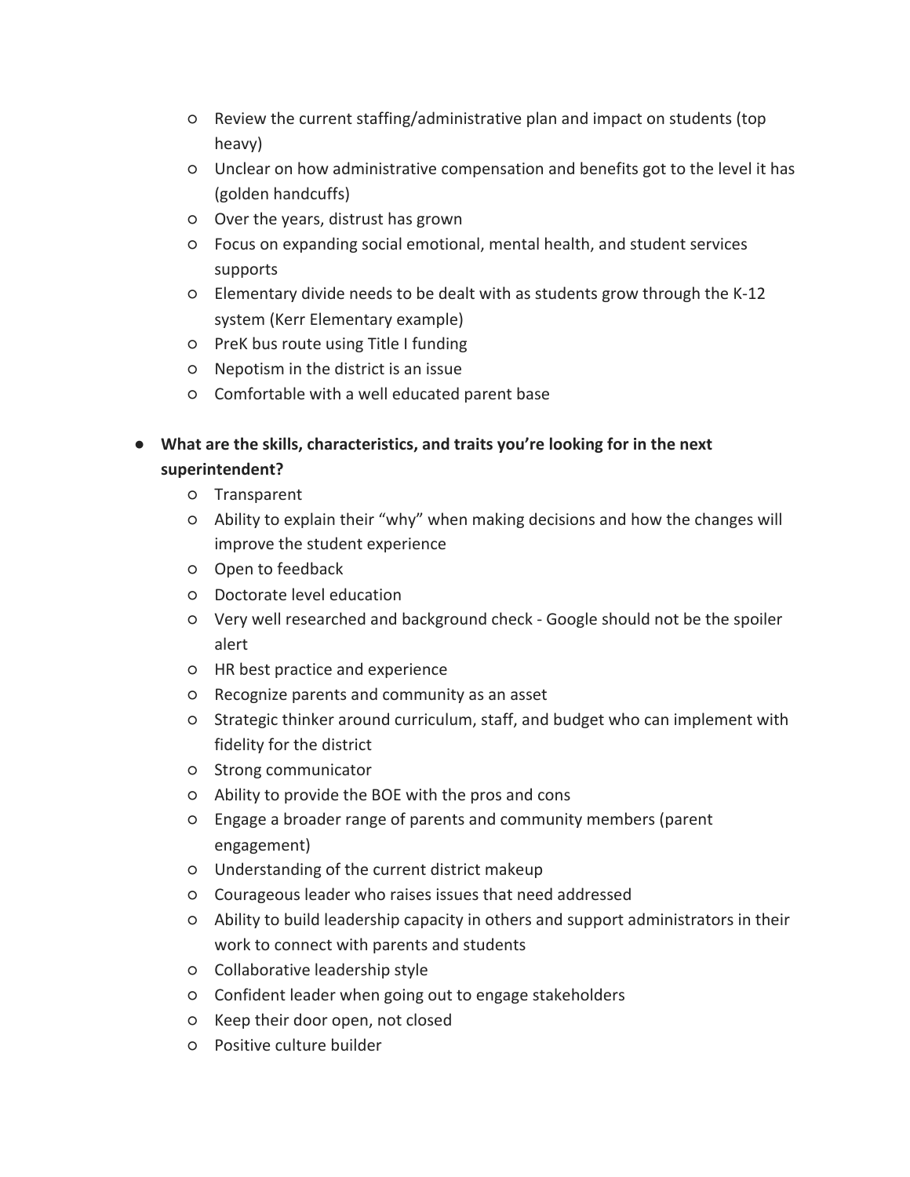- Review the current staffing/administrative plan and impact on students (top heavy)
  - Unclear on how administrative compensation and benefits got to the level it has (golden handcuffs)
  - Over the years, distrust has grown
  - Focus on expanding social emotional, mental health, and student services supports
  - Elementary divide needs to be dealt with as students grow through the K-12 system (Kerr Elementary example)
  - PreK bus route using Title I funding
  - Nepotism in the district is an issue
  - Comfortable with a well educated parent base

- **What are the skills, characteristics, and traits you're looking for in the next superintendent?**
  - Transparent
  - Ability to explain their "why" when making decisions and how the changes will improve the student experience
  - Open to feedback
  - Doctorate level education
  - Very well researched and background check - Google should not be the spoiler alert
  - HR best practice and experience
  - Recognize parents and community as an asset
  - Strategic thinker around curriculum, staff, and budget who can implement with fidelity for the district
  - Strong communicator
  - Ability to provide the BOE with the pros and cons
  - Engage a broader range of parents and community members (parent engagement)
  - Understanding of the current district makeup
  - Courageous leader who raises issues that need addressed
  - Ability to build leadership capacity in others and support administrators in their work to connect with parents and students
  - Collaborative leadership style
  - Confident leader when going out to engage stakeholders
  - Keep their door open, not closed
  - Positive culture builder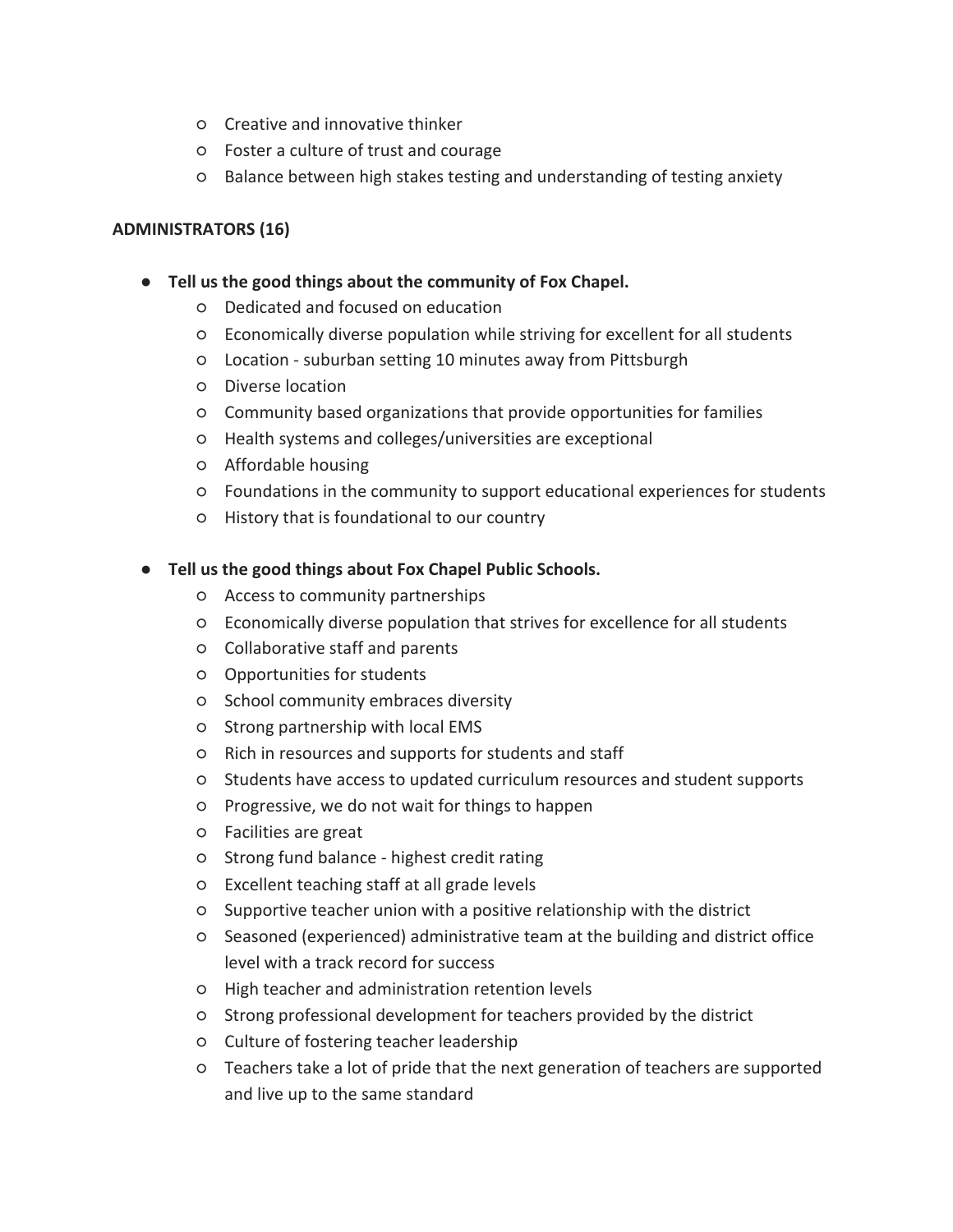- Creative and innovative thinker
    - Foster a culture of trust and courage
    - Balance between high stakes testing and understanding of testing anxiety

**ADMINISTRATORS (16)**

- **Tell us the good things about the community of Fox Chapel.**
    - Dedicated and focused on education
    - Economically diverse population while striving for excellent for all students
    - Location - suburban setting 10 minutes away from Pittsburgh
    - Diverse location
    - Community based organizations that provide opportunities for families
    - Health systems and colleges/universities are exceptional
    - Affordable housing
    - Foundations in the community to support educational experiences for students
    - History that is foundational to our country

- **Tell us the good things about Fox Chapel Public Schools.**
    - Access to community partnerships
    - Economically diverse population that strives for excellence for all students
    - Collaborative staff and parents
    - Opportunities for students
    - School community embraces diversity
    - Strong partnership with local EMS
    - Rich in resources and supports for students and staff
    - Students have access to updated curriculum resources and student supports
    - Progressive, we do not wait for things to happen
    - Facilities are great
    - Strong fund balance - highest credit rating
    - Excellent teaching staff at all grade levels
    - Supportive teacher union with a positive relationship with the district
    - Seasoned (experienced) administrative team at the building and district office level with a track record for success
    - High teacher and administration retention levels
    - Strong professional development for teachers provided by the district
    - Culture of fostering teacher leadership
    - Teachers take a lot of pride that the next generation of teachers are supported and live up to the same standard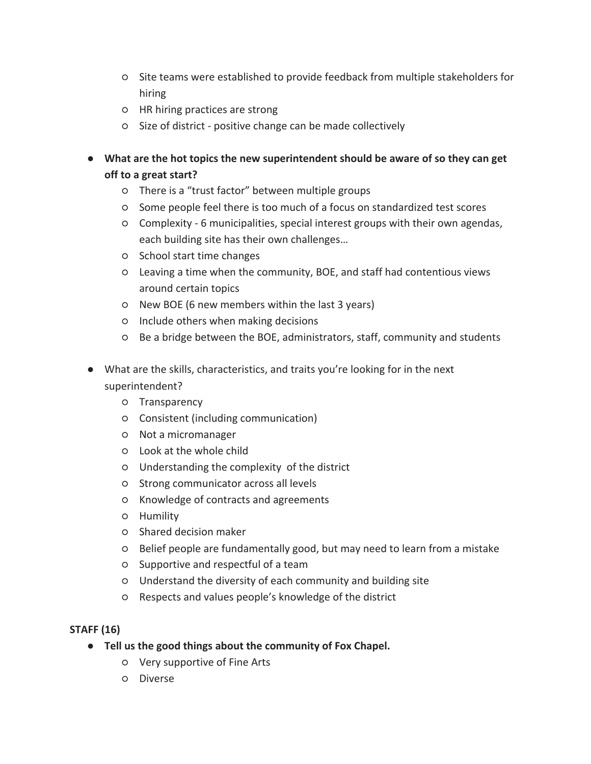- Site teams were established to provide feedback from multiple stakeholders for hiring
  - HR hiring practices are strong
  - Size of district - positive change can be made collectively

- **What are the hot topics the new superintendent should be aware of so they can get off to a great start?**
  - There is a “trust factor” between multiple groups
  - Some people feel there is too much of a focus on standardized test scores
  - Complexity - 6 municipalities, special interest groups with their own agendas, each building site has their own challenges…
  - School start time changes
  - Leaving a time when the community, BOE, and staff had contentious views around certain topics
  - New BOE (6 new members within the last 3 years)
  - Include others when making decisions
  - Be a bridge between the BOE, administrators, staff, community and students

- What are the skills, characteristics, and traits you’re looking for in the next superintendent?
  - Transparency
  - Consistent (including communication)
  - Not a micromanager
  - Look at the whole child
  - Understanding the complexity of the district
  - Strong communicator across all levels
  - Knowledge of contracts and agreements
  - Humility
  - Shared decision maker
  - Belief people are fundamentally good, but may need to learn from a mistake
  - Supportive and respectful of a team
  - Understand the diversity of each community and building site
  - Respects and values people’s knowledge of the district

**STAFF (16)**

- **Tell us the good things about the community of Fox Chapel.**
  - Very supportive of Fine Arts
  - Diverse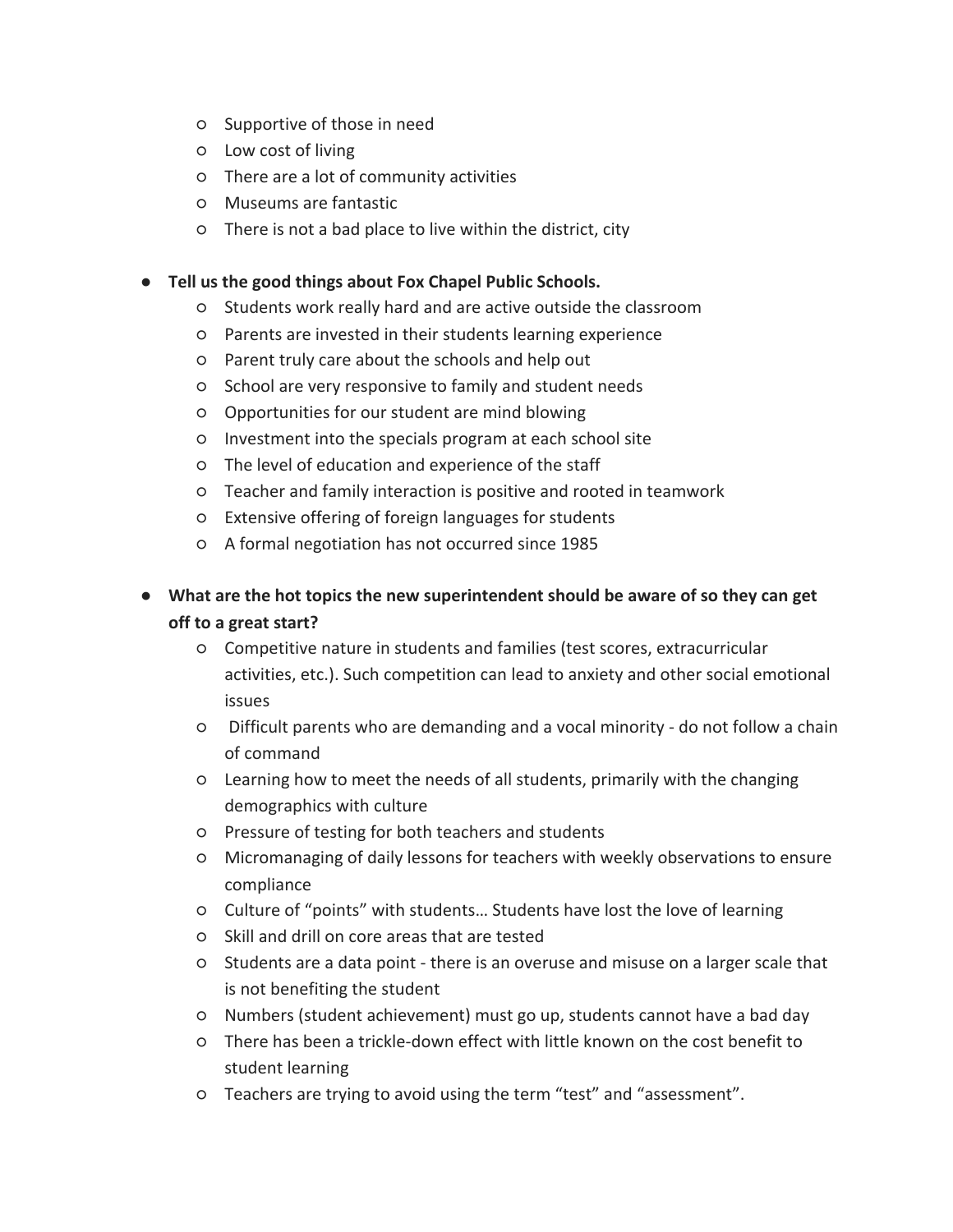- Supportive of those in need
- Low cost of living
- There are a lot of community activities
- Museums are fantastic
- There is not a bad place to live within the district, city

- **Tell us the good things about Fox Chapel Public Schools.**
  - Students work really hard and are active outside the classroom
  - Parents are invested in their students learning experience
  - Parent truly care about the schools and help out
  - School are very responsive to family and student needs
  - Opportunities for our student are mind blowing
  - Investment into the specials program at each school site
  - The level of education and experience of the staff
  - Teacher and family interaction is positive and rooted in teamwork
  - Extensive offering of foreign languages for students
  - A formal negotiation has not occurred since 1985

- **What are the hot topics the new superintendent should be aware of so they can get off to a great start?**
  - Competitive nature in students and families (test scores, extracurricular activities, etc.). Such competition can lead to anxiety and other social emotional issues
  - Difficult parents who are demanding and a vocal minority - do not follow a chain of command
  - Learning how to meet the needs of all students, primarily with the changing demographics with culture
  - Pressure of testing for both teachers and students
  - Micromanaging of daily lessons for teachers with weekly observations to ensure compliance
  - Culture of "points" with students… Students have lost the love of learning
  - Skill and drill on core areas that are tested
  - Students are a data point - there is an overuse and misuse on a larger scale that is not benefiting the student
  - Numbers (student achievement) must go up, students cannot have a bad day
  - There has been a trickle-down effect with little known on the cost benefit to student learning
  - Teachers are trying to avoid using the term "test" and "assessment".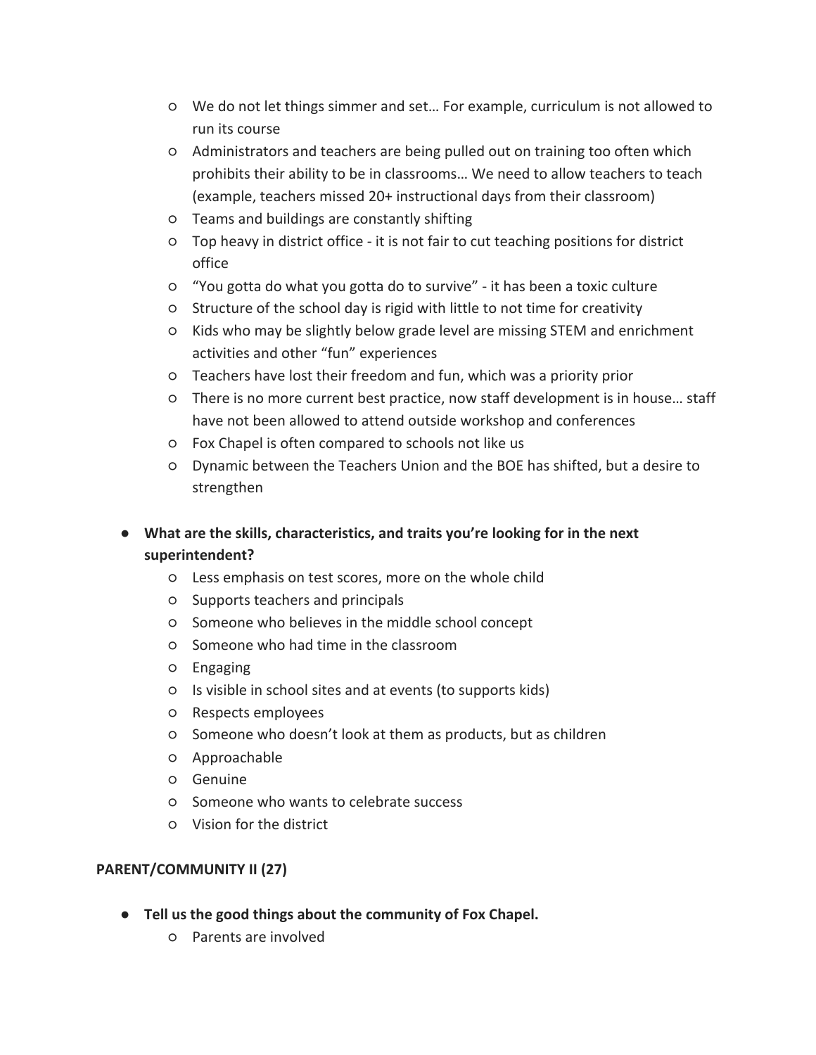- We do not let things simmer and set… For example, curriculum is not allowed to run its course
    - Administrators and teachers are being pulled out on training too often which prohibits their ability to be in classrooms… We need to allow teachers to teach (example, teachers missed 20+ instructional days from their classroom)
    - Teams and buildings are constantly shifting
    - Top heavy in district office - it is not fair to cut teaching positions for district office
    - "You gotta do what you gotta do to survive" - it has been a toxic culture
    - Structure of the school day is rigid with little to not time for creativity
    - Kids who may be slightly below grade level are missing STEM and enrichment activities and other "fun" experiences
    - Teachers have lost their freedom and fun, which was a priority prior
    - There is no more current best practice, now staff development is in house… staff have not been allowed to attend outside workshop and conferences
    - Fox Chapel is often compared to schools not like us
    - Dynamic between the Teachers Union and the BOE has shifted, but a desire to strengthen

- **What are the skills, characteristics, and traits you're looking for in the next superintendent?**
    - Less emphasis on test scores, more on the whole child
    - Supports teachers and principals
    - Someone who believes in the middle school concept
    - Someone who had time in the classroom
    - Engaging
    - Is visible in school sites and at events (to supports kids)
    - Respects employees
    - Someone who doesn't look at them as products, but as children
    - Approachable
    - Genuine
    - Someone who wants to celebrate success
    - Vision for the district

**PARENT/COMMUNITY II (27)**

- **Tell us the good things about the community of Fox Chapel.**
    - Parents are involved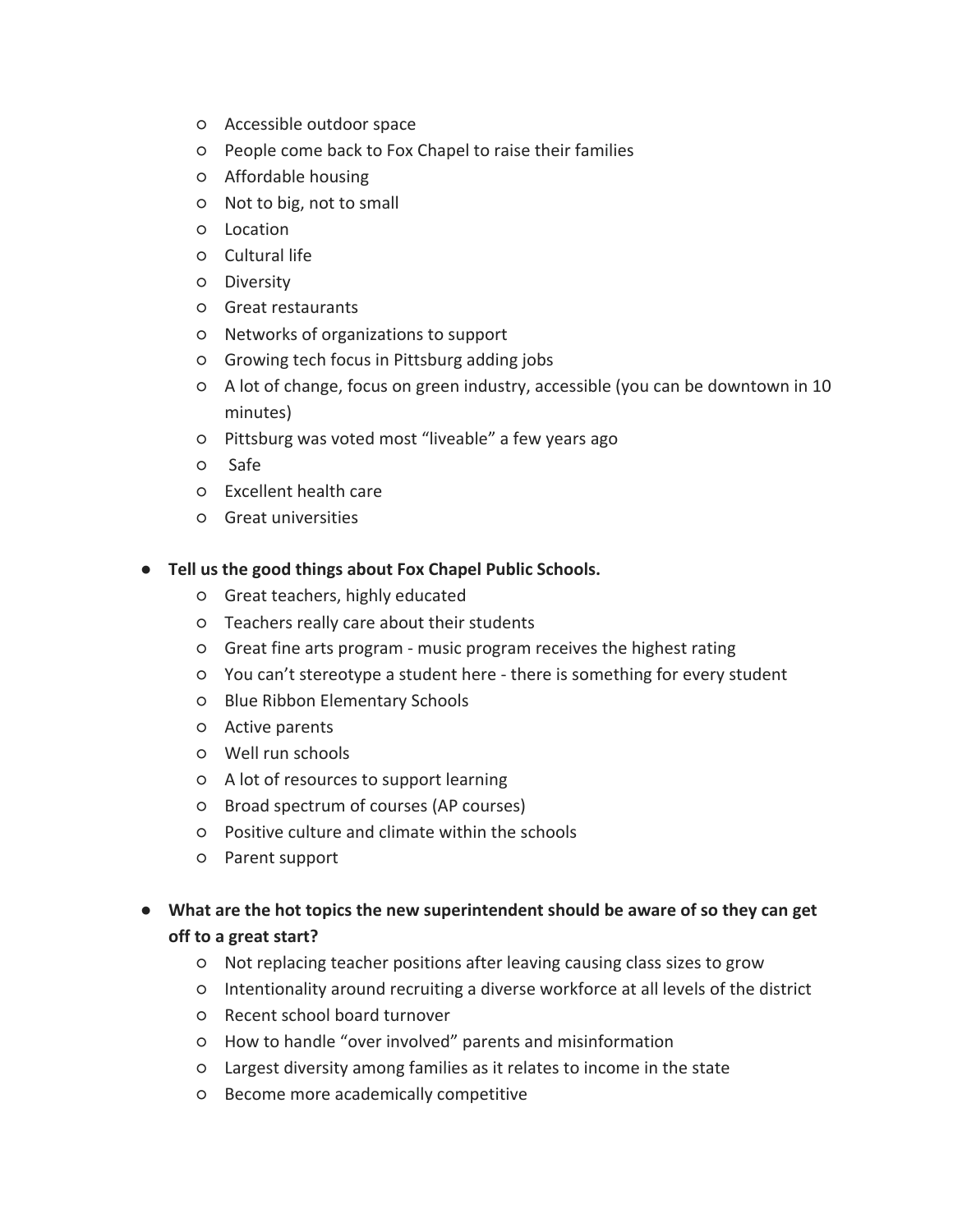- Accessible outdoor space
- People come back to Fox Chapel to raise their families
- Affordable housing
- Not to big, not to small
- Location
- Cultural life
- Diversity
- Great restaurants
- Networks of organizations to support
- Growing tech focus in Pittsburg adding jobs
- A lot of change, focus on green industry, accessible (you can be downtown in 10 minutes)
- Pittsburg was voted most "liveable" a few years ago
- Safe
- Excellent health care
- Great universities

- **Tell us the good things about Fox Chapel Public Schools.**
  - Great teachers, highly educated
  - Teachers really care about their students
  - Great fine arts program - music program receives the highest rating
  - You can't stereotype a student here - there is something for every student
  - Blue Ribbon Elementary Schools
  - Active parents
  - Well run schools
  - A lot of resources to support learning
  - Broad spectrum of courses (AP courses)
  - Positive culture and climate within the schools
  - Parent support

- **What are the hot topics the new superintendent should be aware of so they can get off to a great start?**
  - Not replacing teacher positions after leaving causing class sizes to grow
  - Intentionality around recruiting a diverse workforce at all levels of the district
  - Recent school board turnover
  - How to handle "over involved" parents and misinformation
  - Largest diversity among families as it relates to income in the state
  - Become more academically competitive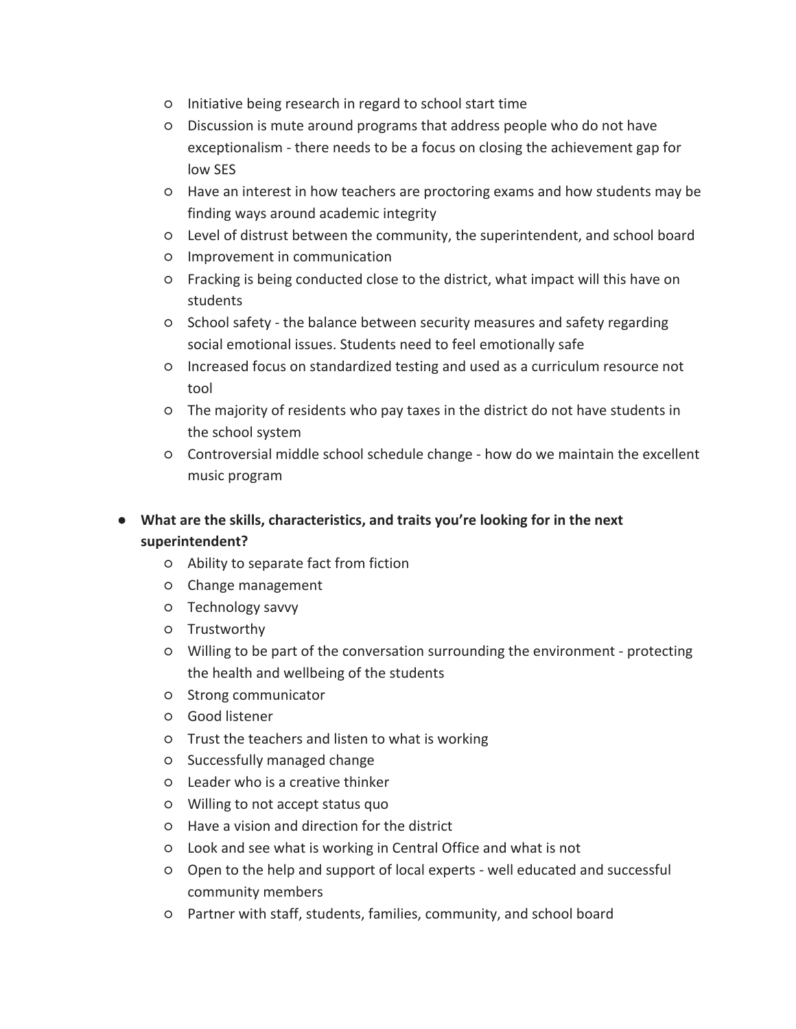- Initiative being research in regard to school start time
    - Discussion is mute around programs that address people who do not have exceptionalism - there needs to be a focus on closing the achievement gap for low SES
    - Have an interest in how teachers are proctoring exams and how students may be finding ways around academic integrity
    - Level of distrust between the community, the superintendent, and school board
    - Improvement in communication
    - Fracking is being conducted close to the district, what impact will this have on students
    - School safety - the balance between security measures and safety regarding social emotional issues. Students need to feel emotionally safe
    - Increased focus on standardized testing and used as a curriculum resource not tool
    - The majority of residents who pay taxes in the district do not have students in the school system
    - Controversial middle school schedule change - how do we maintain the excellent music program

- **What are the skills, characteristics, and traits you're looking for in the next superintendent?**
    - Ability to separate fact from fiction
    - Change management
    - Technology savvy
    - Trustworthy
    - Willing to be part of the conversation surrounding the environment - protecting the health and wellbeing of the students
    - Strong communicator
    - Good listener
    - Trust the teachers and listen to what is working
    - Successfully managed change
    - Leader who is a creative thinker
    - Willing to not accept status quo
    - Have a vision and direction for the district
    - Look and see what is working in Central Office and what is not
    - Open to the help and support of local experts - well educated and successful community members
    - Partner with staff, students, families, community, and school board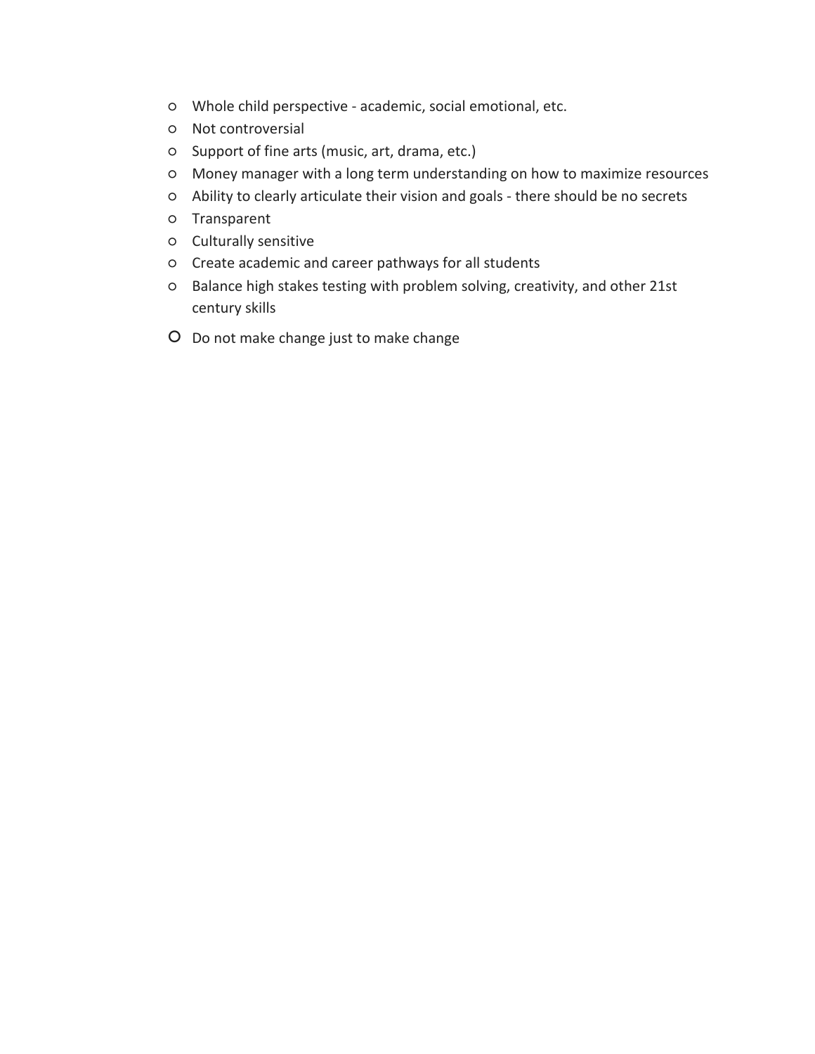- Whole child perspective - academic, social emotional, etc.
- Not controversial
- Support of fine arts (music, art, drama, etc.)
- Money manager with a long term understanding on how to maximize resources
- Ability to clearly articulate their vision and goals - there should be no secrets
- Transparent
- Culturally sensitive
- Create academic and career pathways for all students
- Balance high stakes testing with problem solving, creativity, and other 21st century skills
- Do not make change just to make change